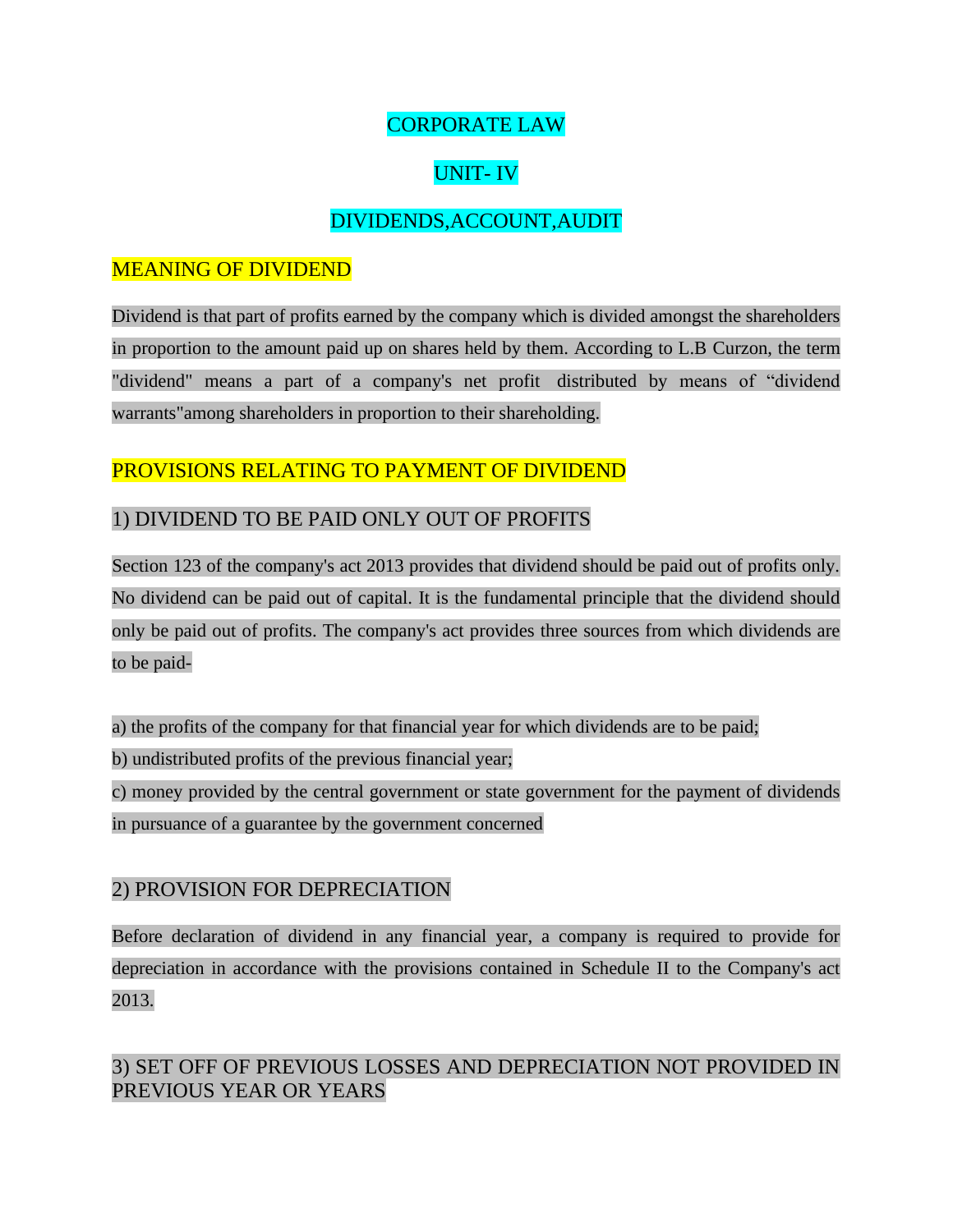# CORPORATE LAW

## UNIT- IV

## DIVIDENDS,ACCOUNT,AUDIT

### MEANING OF DIVIDEND

Dividend is that part of profits earned by the company which is divided amongst the shareholders in proportion to the amount paid up on shares held by them. According to L.B Curzon, the term "dividend" means a part of a company's net profit distributed by means of "dividend warrants"among shareholders in proportion to their shareholding.

### PROVISIONS RELATING TO PAYMENT OF DIVIDEND

#### 1) DIVIDEND TO BE PAID ONLY OUT OF PROFITS

Section 123 of the company's act 2013 provides that dividend should be paid out of profits only. No dividend can be paid out of capital. It is the fundamental principle that the dividend should only be paid out of profits. The company's act provides three sources from which dividends are to be paid-

a) the profits of the company for that financial year for which dividends are to be paid;
b) undistributed profits of the previous financial year;
c) money provided by the central government or state government for the payment of dividends in pursuance of a guarantee by the government concerned

#### 2) PROVISION FOR DEPRECIATION

Before declaration of dividend in any financial year, a company is required to provide for depreciation in accordance with the provisions contained in Schedule II to the Company's act 2013.

#### 3) SET OFF OF PREVIOUS LOSSES AND DEPRECIATION NOT PROVIDED IN PREVIOUS YEAR OR YEARS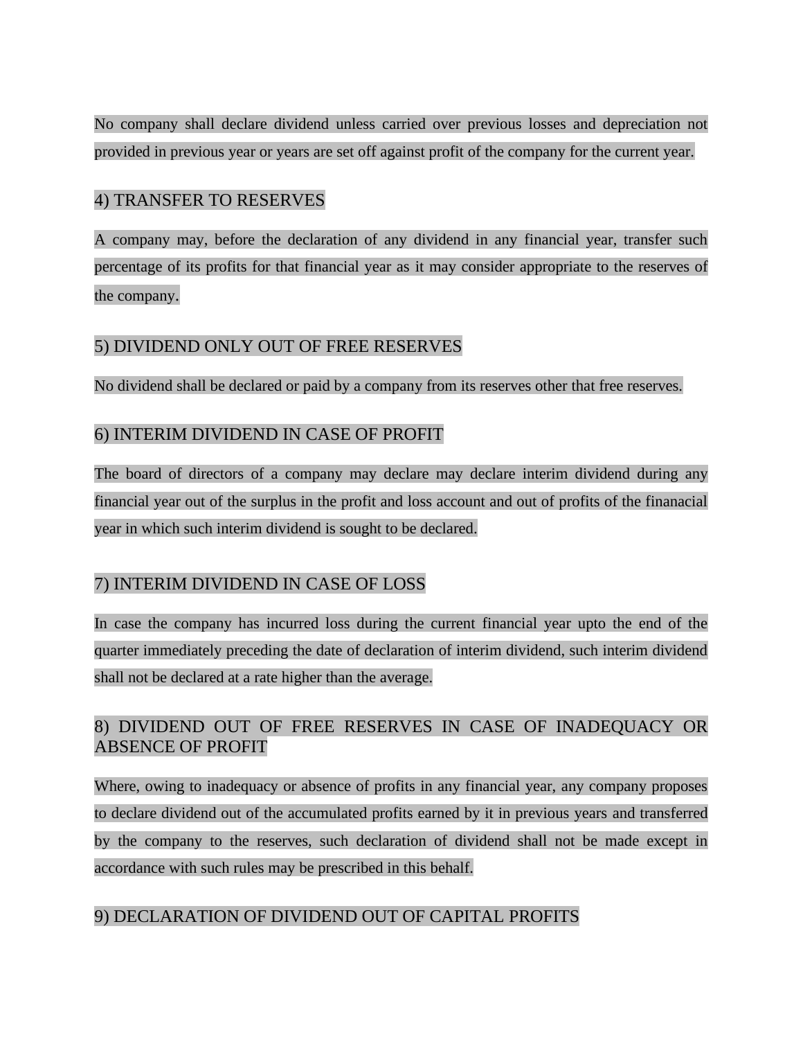No company shall declare dividend unless carried over previous losses and depreciation not provided in previous year or years are set off against profit of the company for the current year.

## 4) TRANSFER TO RESERVES

A company may, before the declaration of any dividend in any financial year, transfer such percentage of its profits for that financial year as it may consider appropriate to the reserves of the company.

## 5) DIVIDEND ONLY OUT OF FREE RESERVES

No dividend shall be declared or paid by a company from its reserves other that free reserves.

## 6) INTERIM DIVIDEND IN CASE OF PROFIT

The board of directors of a company may declare may declare interim dividend during any financial year out of the surplus in the profit and loss account and out of profits of the finanacial year in which such interim dividend is sought to be declared.

## 7) INTERIM DIVIDEND IN CASE OF LOSS

In case the company has incurred loss during the current financial year upto the end of the quarter immediately preceding the date of declaration of interim dividend, such interim dividend shall not be declared at a rate higher than the average.

## 8) DIVIDEND OUT OF FREE RESERVES IN CASE OF INADEQUACY OR ABSENCE OF PROFIT

Where, owing to inadequacy or absence of profits in any financial year, any company proposes to declare dividend out of the accumulated profits earned by it in previous years and transferred by the company to the reserves, such declaration of dividend shall not be made except in accordance with such rules may be prescribed in this behalf.

## 9) DECLARATION OF DIVIDEND OUT OF CAPITAL PROFITS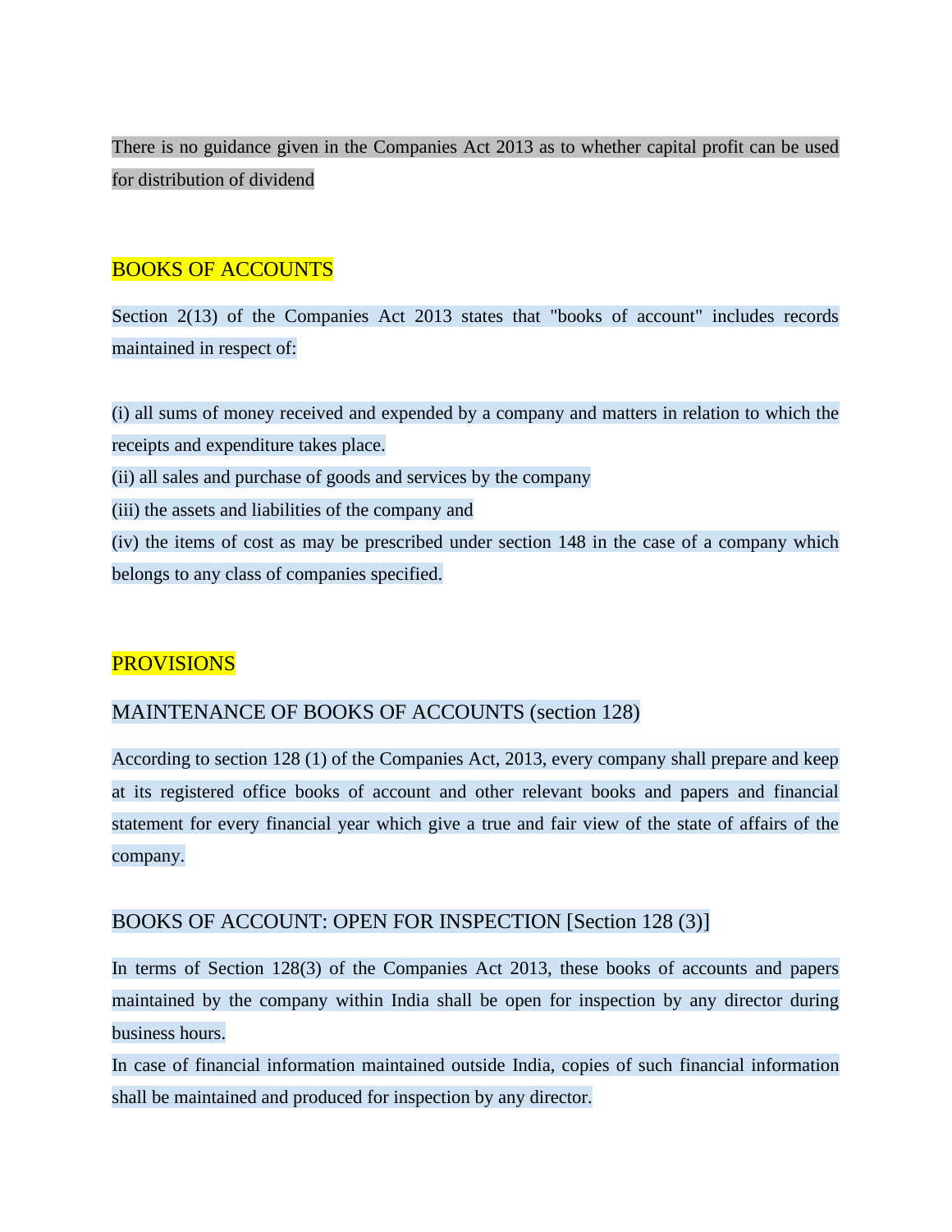There is no guidance given in the Companies Act 2013 as to whether capital profit can be used for distribution of dividend

## BOOKS OF ACCOUNTS

Section 2(13) of the Companies Act 2013 states that "books of account" includes records maintained in respect of:

(i) all sums of money received and expended by a company and matters in relation to which the receipts and expenditure takes place.
(ii) all sales and purchase of goods and services by the company
(iii) the assets and liabilities of the company and
(iv) the items of cost as may be prescribed under section 148 in the case of a company which belongs to any class of companies specified.

## PROVISIONS

### MAINTENANCE OF BOOKS OF ACCOUNTS (section 128)

According to section 128 (1) of the Companies Act, 2013, every company shall prepare and keep at its registered office books of account and other relevant books and papers and financial statement for every financial year which give a true and fair view of the state of affairs of the company.

### BOOKS OF ACCOUNT: OPEN FOR INSPECTION [Section 128 (3)]

In terms of Section 128(3) of the Companies Act 2013, these books of accounts and papers maintained by the company within India shall be open for inspection by any director during business hours.
In case of financial information maintained outside India, copies of such financial information shall be maintained and produced for inspection by any director.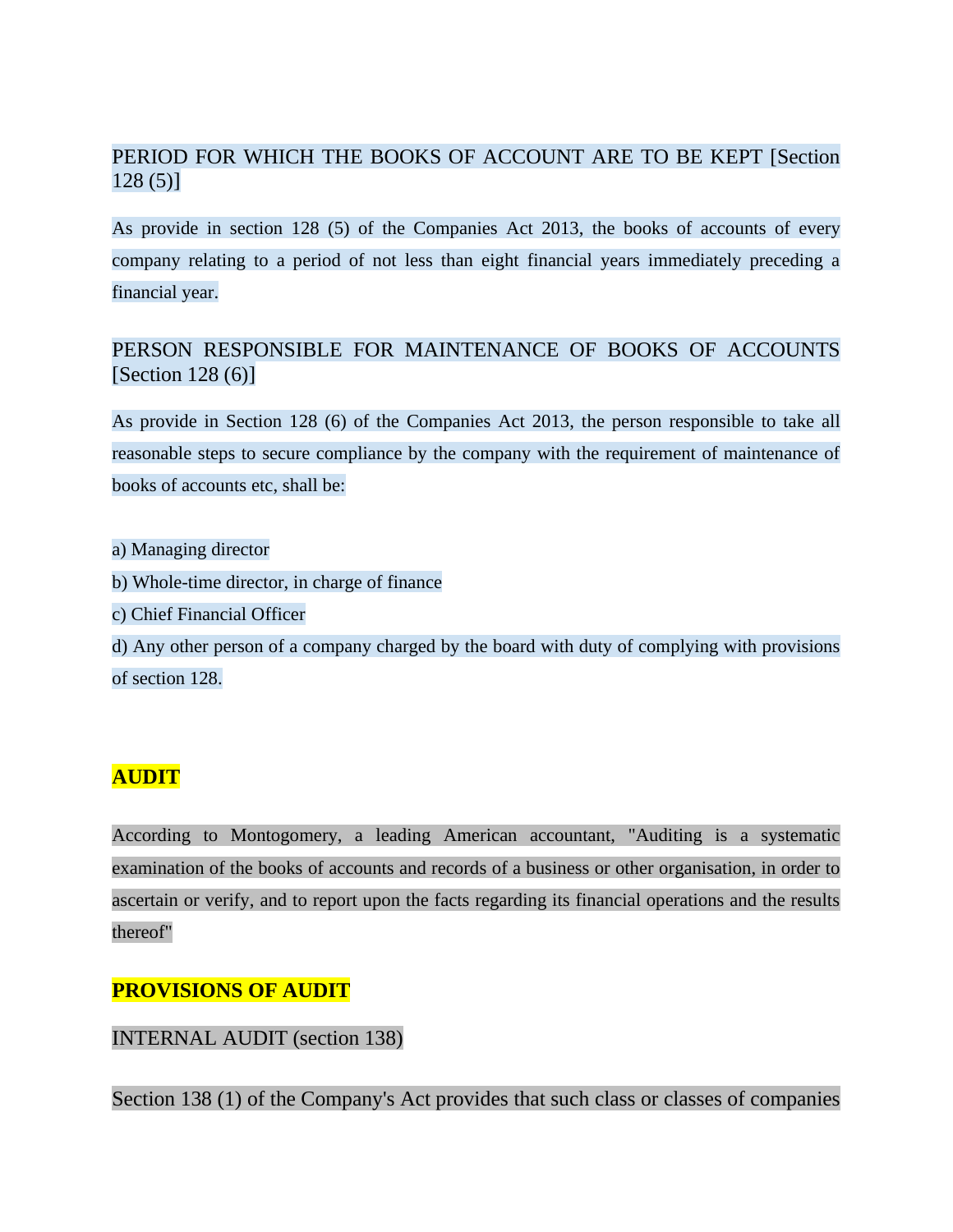## PERIOD FOR WHICH THE BOOKS OF ACCOUNT ARE TO BE KEPT [Section 128 (5)]

As provide in section 128 (5) of the Companies Act 2013, the books of accounts of every company relating to a period of not less than eight financial years immediately preceding a financial year.

## PERSON RESPONSIBLE FOR MAINTENANCE OF BOOKS OF ACCOUNTS [Section 128 (6)]

As provide in Section 128 (6) of the Companies Act 2013, the person responsible to take all reasonable steps to secure compliance by the company with the requirement of maintenance of books of accounts etc, shall be:

a) Managing director
b) Whole-time director, in charge of finance
c) Chief Financial Officer
d) Any other person of a company charged by the board with duty of complying with provisions of section 128.

## AUDIT

According to Montogomery, a leading American accountant, "Auditing is a systematic examination of the books of accounts and records of a business or other organisation, in order to ascertain or verify, and to report upon the facts regarding its financial operations and the results thereof"

## PROVISIONS OF AUDIT

### INTERNAL AUDIT (section 138)

Section 138 (1) of the Company's Act provides that such class or classes of companies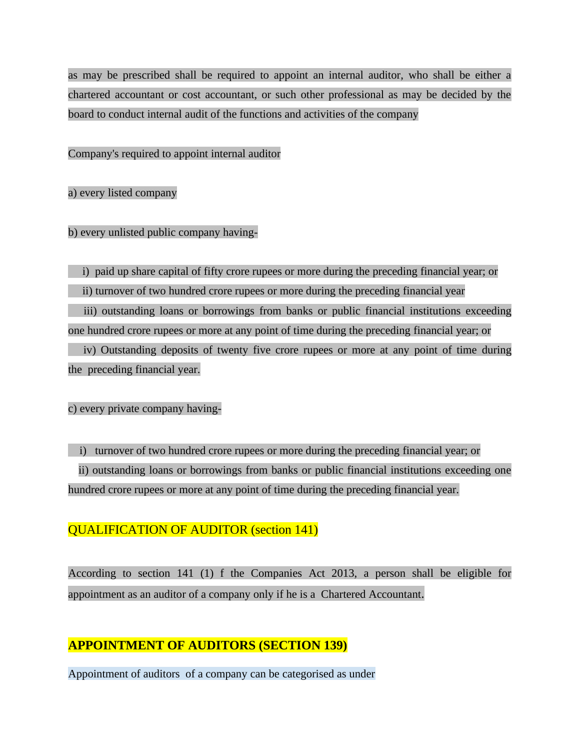as may be prescribed shall be required to appoint an internal auditor, who shall be either a chartered accountant or cost accountant, or such other professional as may be decided by the board to conduct internal audit of the functions and activities of the company

Company's required to appoint internal auditor

a) every listed company

b) every unlisted public company having-

- i) paid up share capital of fifty crore rupees or more during the preceding financial year; or
- ii) turnover of two hundred crore rupees or more during the preceding financial year
- iii) outstanding loans or borrowings from banks or public financial institutions exceeding one hundred crore rupees or more at any point of time during the preceding financial year; or
- iv) Outstanding deposits of twenty five crore rupees or more at any point of time during the preceding financial year.

c) every private company having-

- i) turnover of two hundred crore rupees or more during the preceding financial year; or
- ii) outstanding loans or borrowings from banks or public financial institutions exceeding one hundred crore rupees or more at any point of time during the preceding financial year.

## QUALIFICATION OF AUDITOR (section 141)

According to section 141 (1) f the Companies Act 2013, a person shall be eligible for appointment as an auditor of a company only if he is a Chartered Accountant.

## **APPOINTMENT OF AUDITORS (SECTION 139)**

Appointment of auditors of a company can be categorised as under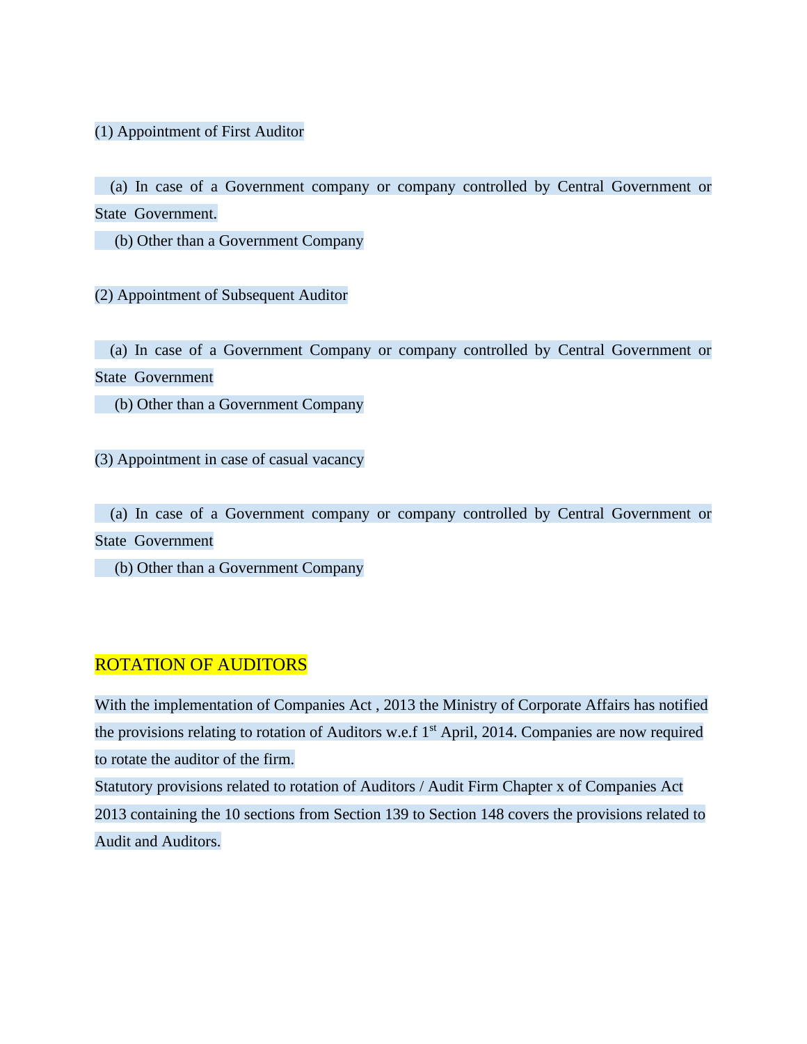(1) Appointment of First Auditor

(a) In case of a Government company or company controlled by Central Government or State Government.

(b) Other than a Government Company

(2) Appointment of Subsequent Auditor

(a) In case of a Government Company or company controlled by Central Government or State Government

(b) Other than a Government Company

(3) Appointment in case of casual vacancy

(a) In case of a Government company or company controlled by Central Government or State Government

(b) Other than a Government Company

## ROTATION OF AUDITORS

With the implementation of Companies Act , 2013 the Ministry of Corporate Affairs has notified the provisions relating to rotation of Auditors w.e.f 1st April, 2014. Companies are now required to rotate the auditor of the firm.

Statutory provisions related to rotation of Auditors / Audit Firm Chapter x of Companies Act 2013 containing the 10 sections from Section 139 to Section 148 covers the provisions related to Audit and Auditors.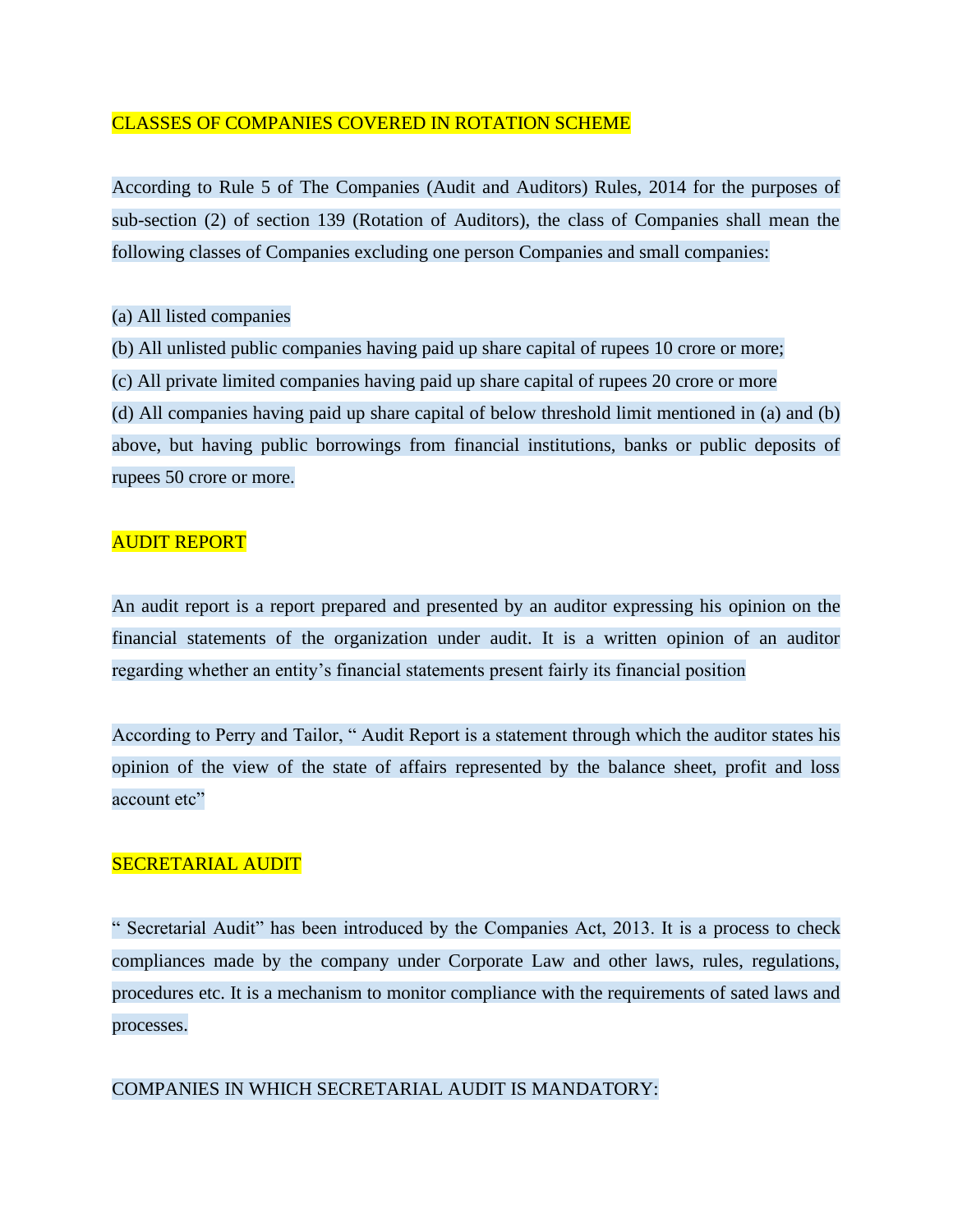## CLASSES OF COMPANIES COVERED IN ROTATION SCHEME

According to Rule 5 of The Companies (Audit and Auditors) Rules, 2014 for the purposes of sub-section (2) of section 139 (Rotation of Auditors), the class of Companies shall mean the following classes of Companies excluding one person Companies and small companies:

(a) All listed companies
(b) All unlisted public companies having paid up share capital of rupees 10 crore or more;
(c) All private limited companies having paid up share capital of rupees 20 crore or more
(d) All companies having paid up share capital of below threshold limit mentioned in (a) and (b) above, but having public borrowings from financial institutions, banks or public deposits of rupees 50 crore or more.

## AUDIT REPORT

An audit report is a report prepared and presented by an auditor expressing his opinion on the financial statements of the organization under audit. It is a written opinion of an auditor regarding whether an entity's financial statements present fairly its financial position

According to Perry and Tailor, " Audit Report is a statement through which the auditor states his opinion of the view of the state of affairs represented by the balance sheet, profit and loss account etc"

## SECRETARIAL AUDIT

" Secretarial Audit" has been introduced by the Companies Act, 2013. It is a process to check compliances made by the company under Corporate Law and other laws, rules, regulations, procedures etc. It is a mechanism to monitor compliance with the requirements of sated laws and processes.

COMPANIES IN WHICH SECRETARIAL AUDIT IS MANDATORY: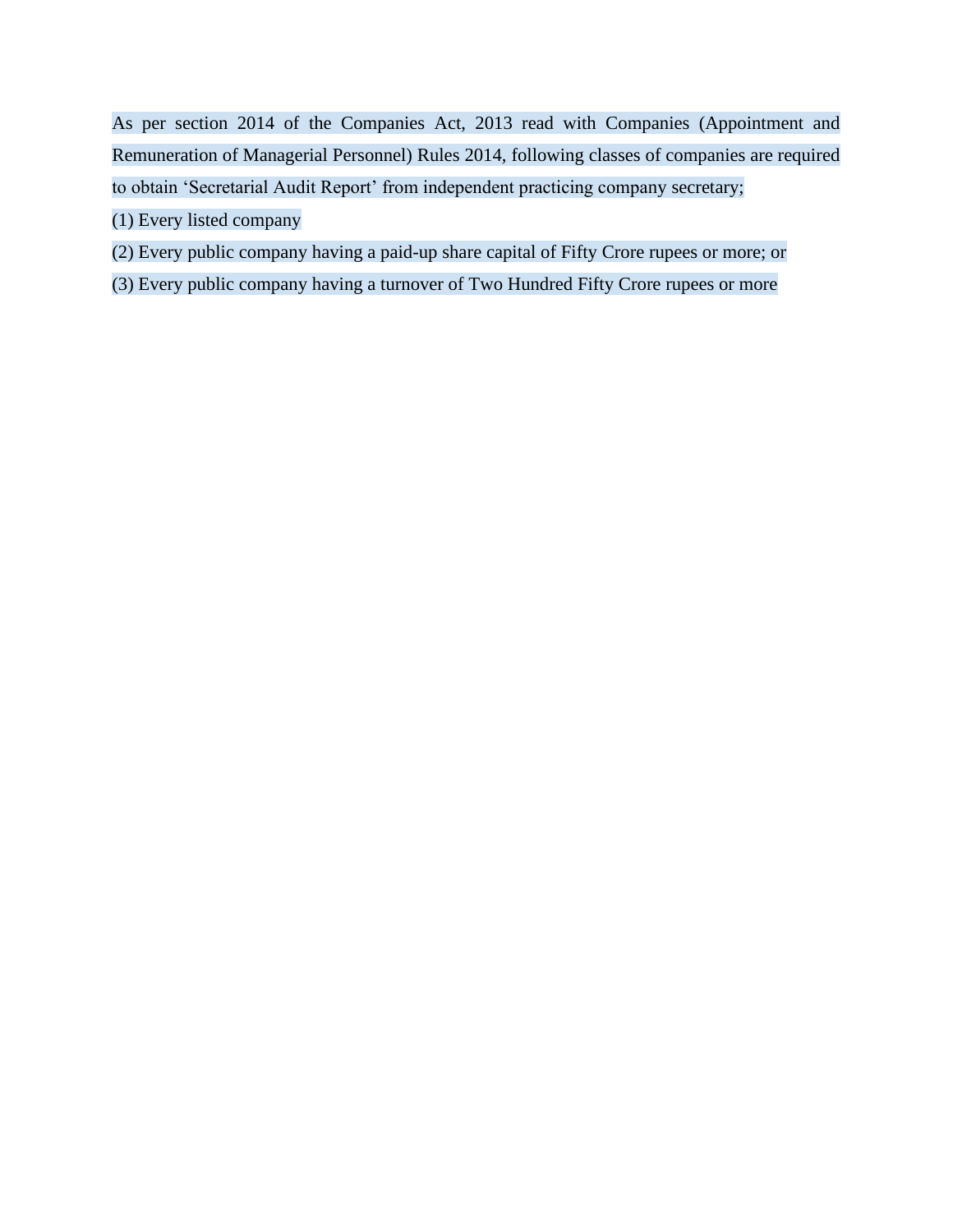As per section 2014 of the Companies Act, 2013 read with Companies (Appointment and Remuneration of Managerial Personnel) Rules 2014, following classes of companies are required to obtain 'Secretarial Audit Report' from independent practicing company secretary;

(1) Every listed company

(2) Every public company having a paid-up share capital of Fifty Crore rupees or more; or

(3) Every public company having a turnover of Two Hundred Fifty Crore rupees or more